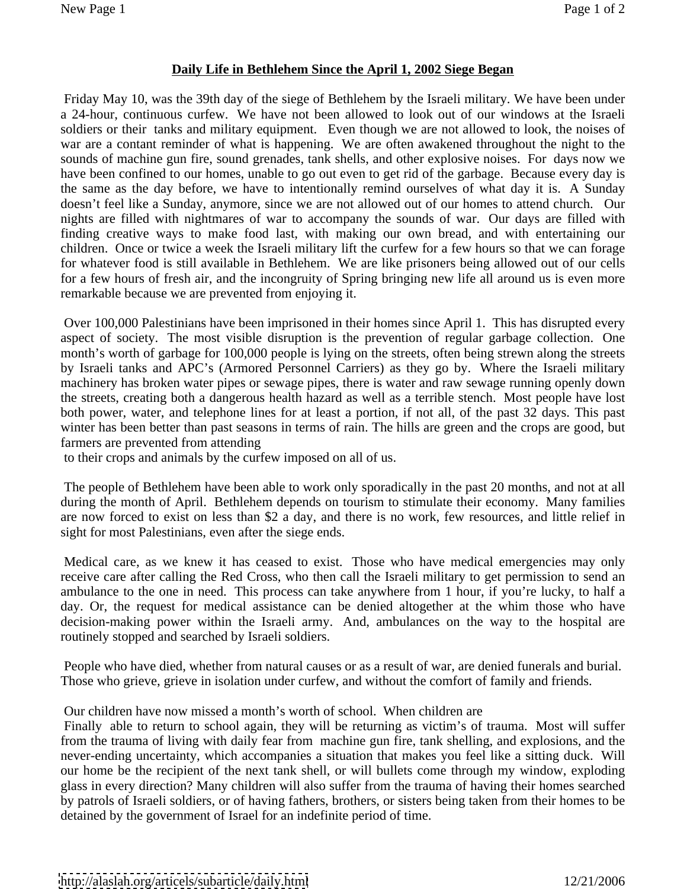## **Daily Life in Bethlehem Since the April 1, 2002 Siege Began**

Friday May 10, was the 39th day of the siege of Bethlehem by the Israeli military. We have been under a 24-hour, continuous curfew. We have not been allowed to look out of our windows at the Israeli soldiers or their tanks and military equipment. Even though we are not allowed to look, the noises of war are a contant reminder of what is happening. We are often awakened throughout the night to the sounds of machine gun fire, sound grenades, tank shells, and other explosive noises. For days now we have been confined to our homes, unable to go out even to get rid of the garbage. Because every day is the same as the day before, we have to intentionally remind ourselves of what day it is. A Sunday doesn't feel like a Sunday, anymore, since we are not allowed out of our homes to attend church. Our nights are filled with nightmares of war to accompany the sounds of war. Our days are filled with finding creative ways to make food last, with making our own bread, and with entertaining our children. Once or twice a week the Israeli military lift the curfew for a few hours so that we can forage for whatever food is still available in Bethlehem. We are like prisoners being allowed out of our cells for a few hours of fresh air, and the incongruity of Spring bringing new life all around us is even more remarkable because we are prevented from enjoying it.

Over 100,000 Palestinians have been imprisoned in their homes since April 1. This has disrupted every aspect of society. The most visible disruption is the prevention of regular garbage collection. One month's worth of garbage for 100,000 people is lying on the streets, often being strewn along the streets by Israeli tanks and APC's (Armored Personnel Carriers) as they go by. Where the Israeli military machinery has broken water pipes or sewage pipes, there is water and raw sewage running openly down the streets, creating both a dangerous health hazard as well as a terrible stench. Most people have lost both power, water, and telephone lines for at least a portion, if not all, of the past 32 days. This past winter has been better than past seasons in terms of rain. The hills are green and the crops are good, but farmers are prevented from attending to their crops and animals by the curfew imposed on all of us.

The people of Bethlehem have been able to work only sporadically in the past 20 months, and not at all during the month of April. Bethlehem depends on tourism to stimulate their economy. Many families are now forced to exist on less than $2 a day, and there is no work, few resources, and little relief in sight for most Palestinians, even after the siege ends.

Medical care, as we knew it has ceased to exist. Those who have medical emergencies may only receive care after calling the Red Cross, who then call the Israeli military to get permission to send an ambulance to the one in need. This process can take anywhere from 1 hour, if you're lucky, to half a day. Or, the request for medical assistance can be denied altogether at the whim those who have decision-making power within the Israeli army. And, ambulances on the way to the hospital are routinely stopped and searched by Israeli soldiers.

People who have died, whether from natural causes or as a result of war, are denied funerals and burial. Those who grieve, grieve in isolation under curfew, and without the comfort of family and friends.

Our children have now missed a month's worth of school. When children are Finally able to return to school again, they will be returning as victim's of trauma. Most will suffer from the trauma of living with daily fear from machine gun fire, tank shelling, and explosions, and the never-ending uncertainty, which accompanies a situation that makes you feel like a sitting duck. Will our home be the recipient of the next tank shell, or will bullets come through my window, exploding glass in every direction? Many children will also suffer from the trauma of having their homes searched by patrols of Israeli soldiers, or of having fathers, brothers, or sisters being taken from their homes to be detained by the government of Israel for an indefinite period of time.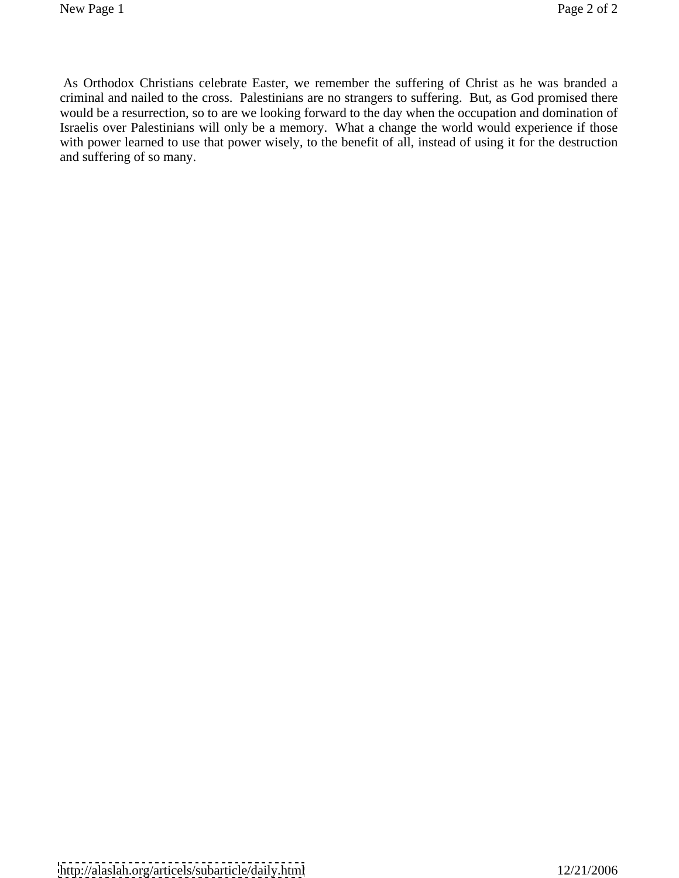As Orthodox Christians celebrate Easter, we remember the suffering of Christ as he was branded a criminal and nailed to the cross. Palestinians are no strangers to suffering. But, as God promised there would be a resurrection, so to are we looking forward to the day when the occupation and domination of Israelis over Palestinians will only be a memory. What a change the world would experience if those with power learned to use that power wisely, to the benefit of all, instead of using it for the destruction and suffering of so many.